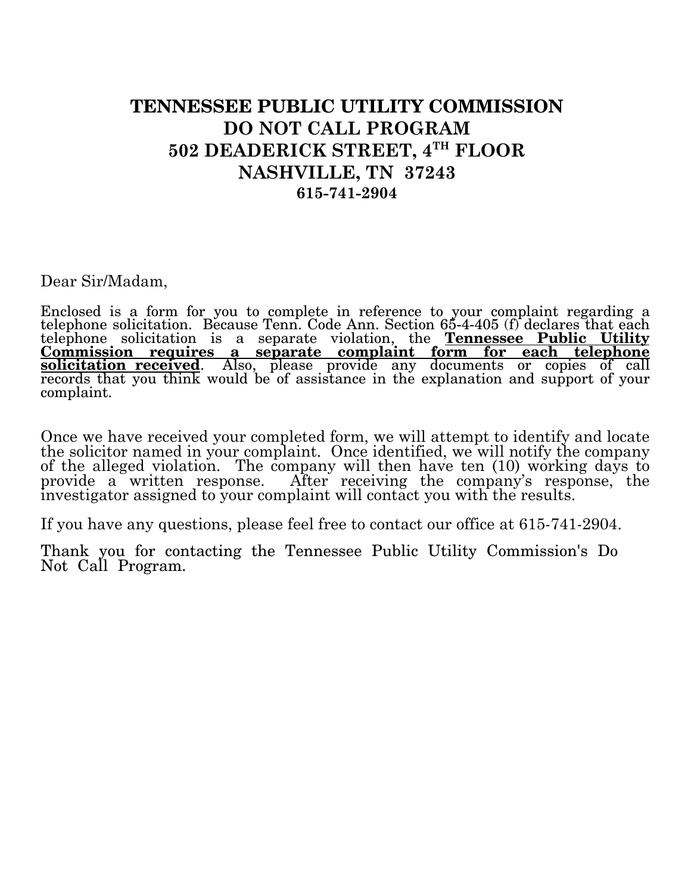# TENNESSEE PUBLIC UTILITY COMMISSION
# DO NOT CALL PROGRAM
# 502 DEADERICK STREET, 4TH FLOOR
# NASHVILLE, TN 37243
### 615-741-2904

Dear Sir/Madam,

Enclosed is a form for you to complete in reference to your complaint regarding a telephone solicitation. Because Tenn. Code Ann. Section 65-4-405 (f) declares that each telephone solicitation is a separate violation, the **Tennessee Public Utility Commission requires a separate complaint form for each telephone solicitation received**. Also, please provide any documents or copies of call records that you think would be of assistance in the explanation and support of your complaint.

Once we have received your completed form, we will attempt to identify and locate the solicitor named in your complaint. Once identified, we will notify the company of the alleged violation. The company will then have ten (10) working days to provide a written response. After receiving the company's response, the investigator assigned to your complaint will contact you with the results.

If you have any questions, please feel free to contact our office at 615-741-2904.

Thank you for contacting the Tennessee Public Utility Commission's Do Not Call Program.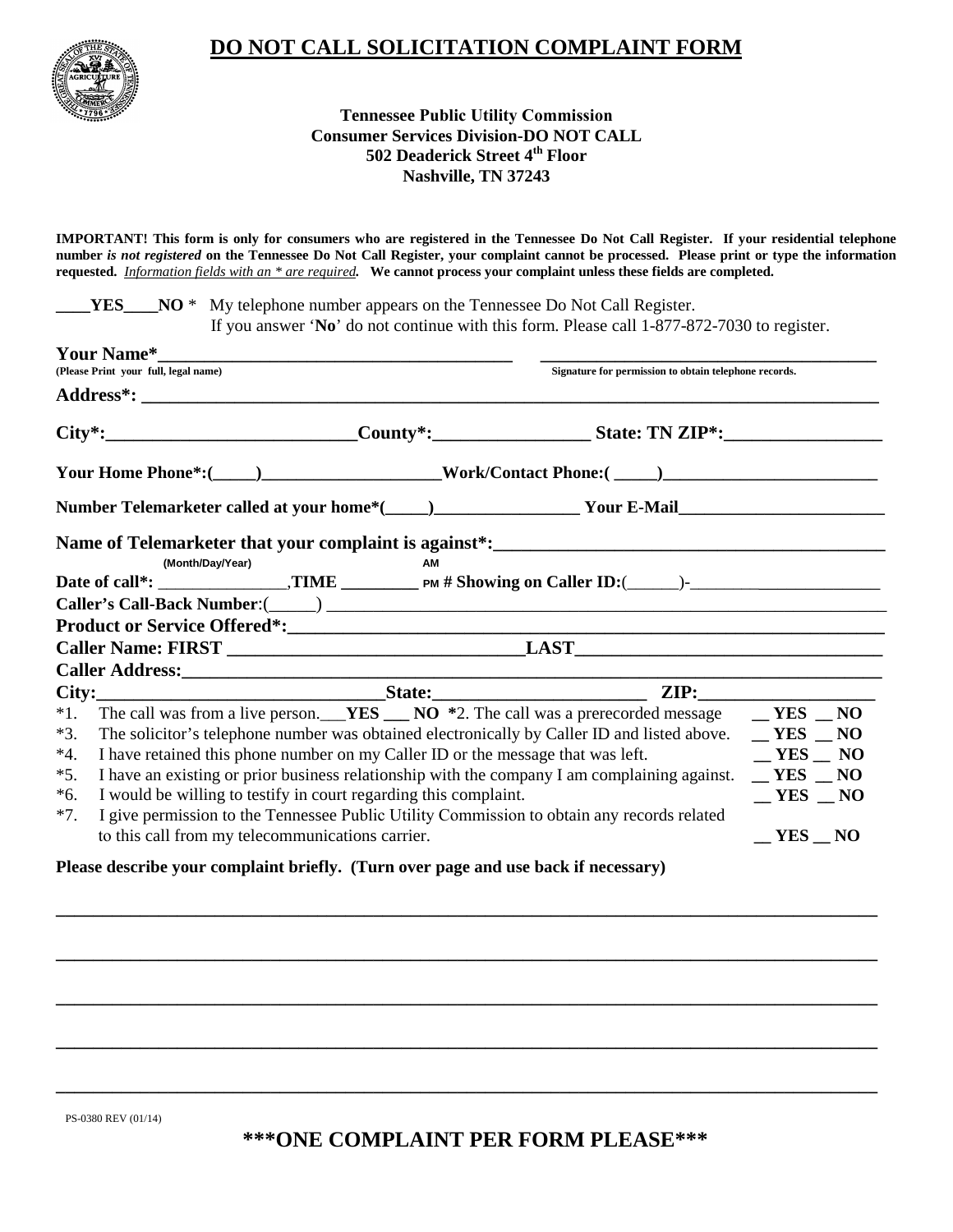# DO NOT CALL SOLICITATION COMPLAINT FORM

**Tennessee Public Utility Commission**
**Consumer Services Division-DO NOT CALL**
**502 Deaderick Street 4th Floor**
**Nashville, TN 37243**

**IMPORTANT! This form is only for consumers who are registered in the Tennessee Do Not Call Register. If your residential telephone number *is not registered* on the Tennessee Do Not Call Register, your complaint cannot be processed. Please print or type the information requested. *Information fields with an * are required*. We cannot process your complaint unless these fields are completed.**

**____YES____NO** * My telephone number appears on the Tennessee Do Not Call Register.
If you answer '**No**' do not continue with this form. Please call 1-877-872-7030 to register.

**Your Name***______________________________________ ______________________________________
(Please Print your full, legal name) Signature for permission to obtain telephone records.

**Address*:** ______________________________________________________________________________

**City*:**__________________________**County*:**________________ **State: TN ZIP*:**________________

**Your Home Phone*:(_____)**___________________**Work/Contact Phone:( _____)**_______________________

**Number Telemarketer called at your home*(_____)**________________ **Your E-Mail**______________________

**Name of Telemarketer that your complaint is against*:**_________________________________________

**Date of call*:** ______________ (Month/Day/Year), **TIME** ________ AM / PM **# Showing on Caller ID:**(______)-______________________

**Caller's Call-Back Number**:(_____) ______________________________________________________________

**Product or Service Offered*:**_____________________________________________________________

**Caller Name: FIRST** ______________________________**LAST**________________________________

**Caller Address:**_________________________________________________________________________

**City:**______________________________**State:**______________________ **ZIP:**___________________

*1. The call was from a live person.___**YES** ___ **NO** *2. The call was a prerecorded message __ **YES** __ **NO**
*3. The solicitor's telephone number was obtained electronically by Caller ID and listed above. __ **YES** __ **NO**
*4. I have retained this phone number on my Caller ID or the message that was left. __ **YES** __ **NO**
*5. I have an existing or prior business relationship with the company I am complaining against. __ **YES** __ **NO**
*6. I would be willing to testify in court regarding this complaint. __ **YES** __ **NO**
*7. I give permission to the Tennessee Public Utility Commission to obtain any records related to this call from my telecommunications carrier. __ **YES** __ **NO**

**Please describe your complaint briefly. (Turn over page and use back if necessary)**

______________________________________________________________________________________

______________________________________________________________________________________

______________________________________________________________________________________

______________________________________________________________________________________

______________________________________________________________________________________

PS-0380 REV (01/14)

**\*\*\*ONE COMPLAINT PER FORM PLEASE\*\*\***